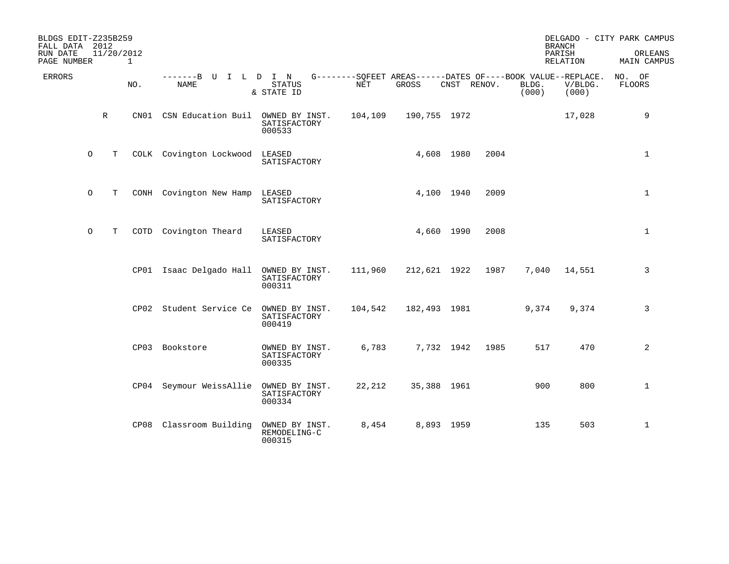BLDGS EDIT-Z235B259
FALL DATA 2012
RUN DATE 11/20/2012

DELGADO - CITY PARK CAMPUS
BRANCH
PARISH ORLEANS
RELATION MAIN CAMPUS

| ERRORS | | NO. | BUILDING NAME | STATUS & STATE ID | SQFEET AREAS NET | SQFEET AREAS GROSS | DATES OF CNST | DATES OF RENOV. | BOOK VALUE BLDG. (000) | REPLACE. V/BLDG. (000) | NO. OF FLOORS |
|---|---|---|---|---|---|---|---|---|---|---|---|
| | R | CN01 | CSN Education Buil | OWNED BY INST. SATISFACTORY 000533 | 104,109 | 190,755 | 1972 | | | 17,028 | 9 |
| O | T | COLK | Covington Lockwood | LEASED SATISFACTORY | | 4,608 | 1980 | 2004 | | | 1 |
| O | T | CONH | Covington New Hamp | LEASED SATISFACTORY | | 4,100 | 1940 | 2009 | | | 1 |
| O | T | COTD | Covington Theard | LEASED SATISFACTORY | | 4,660 | 1990 | 2008 | | | 1 |
| | | CP01 | Isaac Delgado Hall | OWNED BY INST. SATISFACTORY 000311 | 111,960 | 212,621 | 1922 | 1987 | 7,040 | 14,551 | 3 |
| | | CP02 | Student Service Ce | OWNED BY INST. SATISFACTORY 000419 | 104,542 | 182,493 | 1981 | | 9,374 | 9,374 | 3 |
| | | CP03 | Bookstore | OWNED BY INST. SATISFACTORY 000335 | 6,783 | 7,732 | 1942 | 1985 | 517 | 470 | 2 |
| | | CP04 | Seymour WeissAllie | OWNED BY INST. SATISFACTORY 000334 | 22,212 | 35,388 | 1961 | | 900 | 800 | 1 |
| | | CP08 | Classroom Building | OWNED BY INST. REMODELING-C 000315 | 8,454 | 8,893 | 1959 | | 135 | 503 | 1 |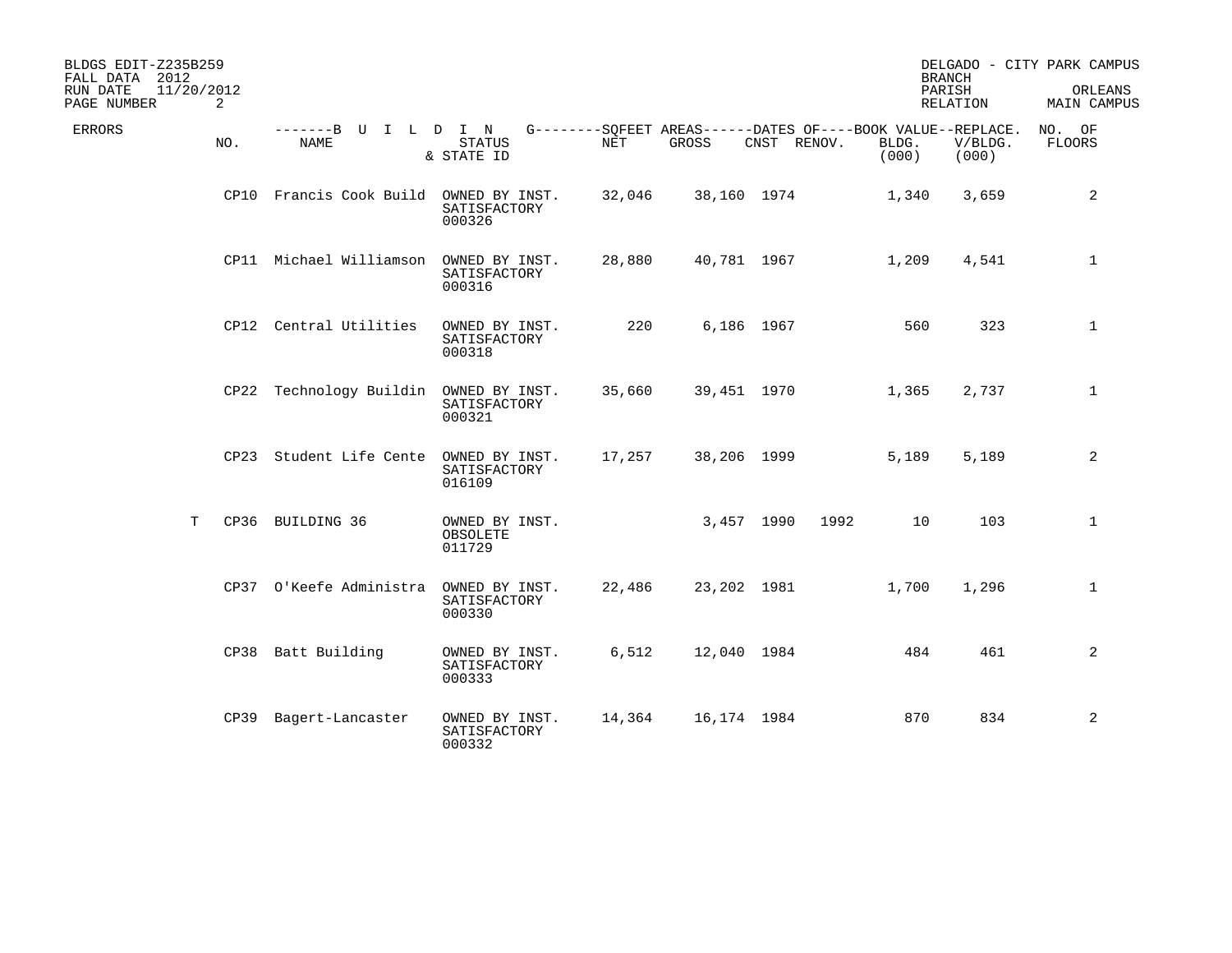BLDGS EDIT-Z235B259
FALL DATA 2012
RUN DATE 11/20/2012

DELGADO - CITY PARK CAMPUS
BRANCH
PARISH ORLEANS
RELATION MAIN CAMPUS

| ERRORS | NO. | BUILDING NAME | STATUS & STATE ID | SQFEET AREAS NET | SQFEET AREAS GROSS | DATES OF CNST | DATES OF RENOV. | BOOK VALUE BLDG. (000) | REPLACE. V/BLDG. (000) | NO. OF FLOORS |
|---|---|---|---|---|---|---|---|---|---|---|
| | CP10 | Francis Cook Build | OWNED BY INST. SATISFACTORY 000326 | 32,046 | 38,160 | 1974 | | 1,340 | 3,659 | 2 |
| | CP11 | Michael Williamson | OWNED BY INST. SATISFACTORY 000316 | 28,880 | 40,781 | 1967 | | 1,209 | 4,541 | 1 |
| | CP12 | Central Utilities | OWNED BY INST. SATISFACTORY 000318 | 220 | 6,186 | 1967 | | 560 | 323 | 1 |
| | CP22 | Technology Buildin | OWNED BY INST. SATISFACTORY 000321 | 35,660 | 39,451 | 1970 | | 1,365 | 2,737 | 1 |
| | CP23 | Student Life Cente | OWNED BY INST. SATISFACTORY 016109 | 17,257 | 38,206 | 1999 | | 5,189 | 5,189 | 2 |
| T | CP36 | BUILDING 36 | OWNED BY INST. OBSOLETE 011729 | | 3,457 | 1990 | 1992 | 10 | 103 | 1 |
| | CP37 | O'Keefe Administra | OWNED BY INST. SATISFACTORY 000330 | 22,486 | 23,202 | 1981 | | 1,700 | 1,296 | 1 |
| | CP38 | Batt Building | OWNED BY INST. SATISFACTORY 000333 | 6,512 | 12,040 | 1984 | | 484 | 461 | 2 |
| | CP39 | Bagert-Lancaster | OWNED BY INST. SATISFACTORY 000332 | 14,364 | 16,174 | 1984 | | 870 | 834 | 2 |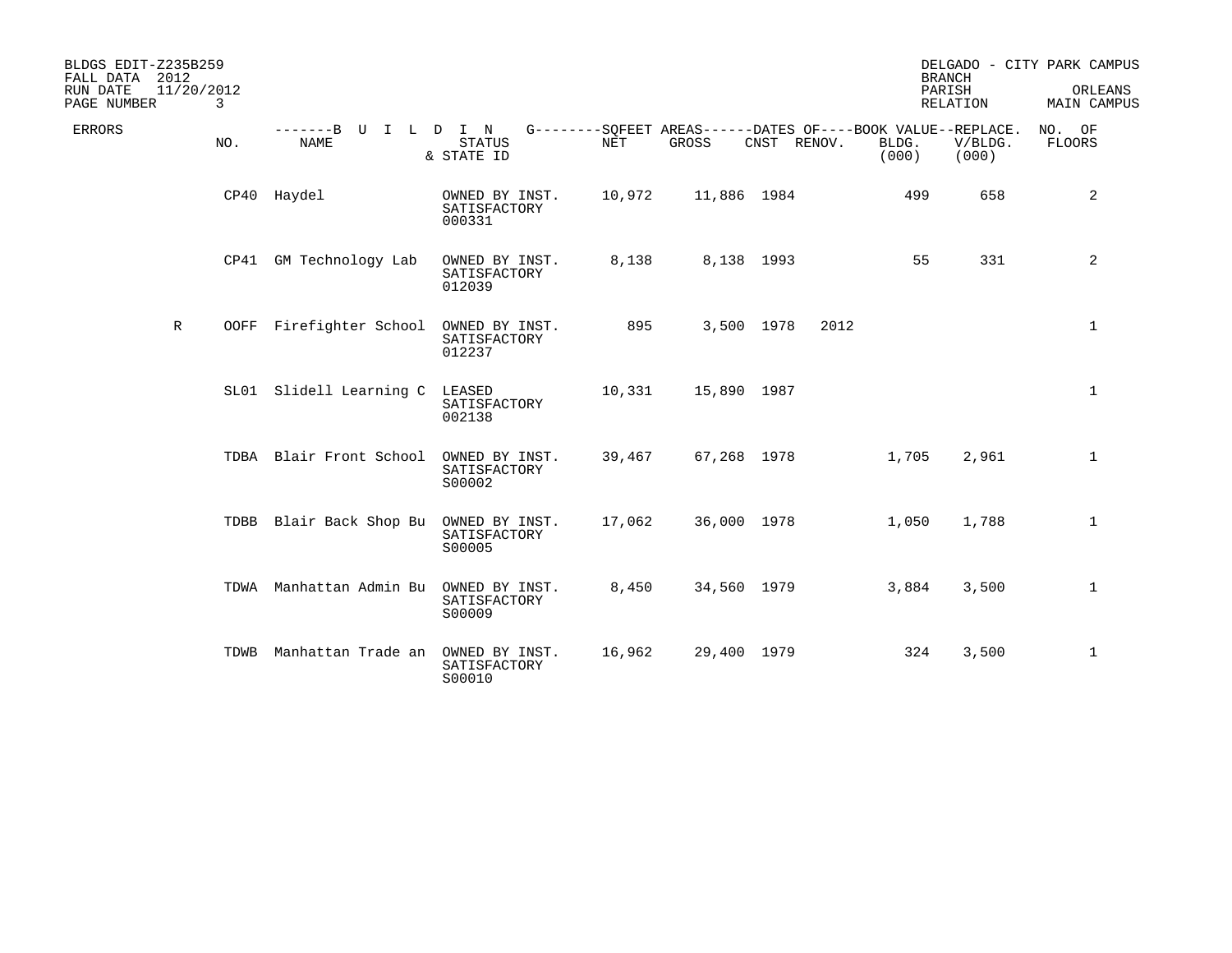BLDGS EDIT-Z235B259 DELGADO - CITY PARK CAMPUS
FALL DATA 2012 BRANCH
RUN DATE 11/20/2012 PARISH ORLEANS
PAGE NUMBER 3 RELATION MAIN CAMPUS

| ERRORS | NO. | NAME | STATUS & STATE ID | NET | GROSS | CNST | RENOV. | BLDG. (000) | V/BLDG. (000) | NO. OF FLOORS |
|---|---|---|---|---|---|---|---|---|---|---|
| | CP40 | Haydel | OWNED BY INST. SATISFACTORY 000331 | 10,972 | 11,886 | 1984 | | 499 | 658 | 2 |
| | CP41 | GM Technology Lab | OWNED BY INST. SATISFACTORY 012039 | 8,138 | 8,138 | 1993 | | 55 | 331 | 2 |
| R | OOFF | Firefighter School | OWNED BY INST. SATISFACTORY 012237 | 895 | 3,500 | 1978 | 2012 | | | 1 |
| | SL01 | Slidell Learning C | LEASED SATISFACTORY 002138 | 10,331 | 15,890 | 1987 | | | | 1 |
| | TDBA | Blair Front School | OWNED BY INST. SATISFACTORY S00002 | 39,467 | 67,268 | 1978 | | 1,705 | 2,961 | 1 |
| | TDBB | Blair Back Shop Bu | OWNED BY INST. SATISFACTORY S00005 | 17,062 | 36,000 | 1978 | | 1,050 | 1,788 | 1 |
| | TDWA | Manhattan Admin Bu | OWNED BY INST. SATISFACTORY S00009 | 8,450 | 34,560 | 1979 | | 3,884 | 3,500 | 1 |
| | TDWB | Manhattan Trade an | OWNED BY INST. SATISFACTORY S00010 | 16,962 | 29,400 | 1979 | | 324 | 3,500 | 1 |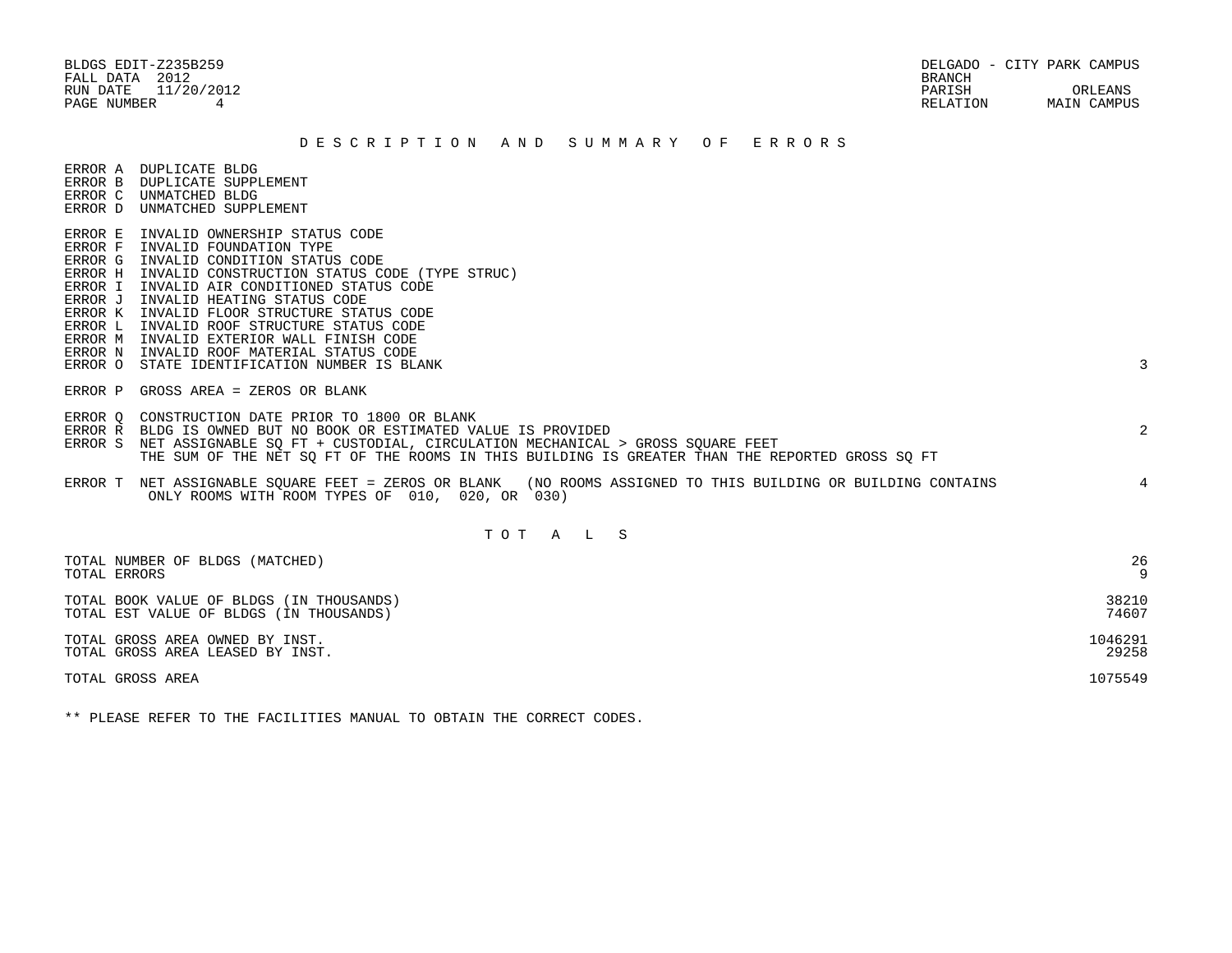BLDGS EDIT-Z235B259
FALL DATA 2012
RUN DATE 11/20/2012
PAGE NUMBER 4

DELGADO - CITY PARK CAMPUS
BRANCH
PARISH ORLEANS
RELATION MAIN CAMPUS

## D E S C R I P T I O N   A N D   S U M M A R Y   O F   E R R O R S

| Error | Description | Count |
|---|---|---|
| ERROR A | DUPLICATE BLDG | |
| ERROR B | DUPLICATE SUPPLEMENT | |
| ERROR C | UNMATCHED BLDG | |
| ERROR D | UNMATCHED SUPPLEMENT | |
| ERROR E | INVALID OWNERSHIP STATUS CODE | |
| ERROR F | INVALID FOUNDATION TYPE | |
| ERROR G | INVALID CONDITION STATUS CODE | |
| ERROR H | INVALID CONSTRUCTION STATUS CODE (TYPE STRUC) | |
| ERROR I | INVALID AIR CONDITIONED STATUS CODE | |
| ERROR J | INVALID HEATING STATUS CODE | |
| ERROR K | INVALID FLOOR STRUCTURE STATUS CODE | |
| ERROR L | INVALID ROOF STRUCTURE STATUS CODE | |
| ERROR M | INVALID EXTERIOR WALL FINISH CODE | |
| ERROR N | INVALID ROOF MATERIAL STATUS CODE | |
| ERROR O | STATE IDENTIFICATION NUMBER IS BLANK | 3 |
| ERROR P | GROSS AREA = ZEROS OR BLANK | |
| ERROR Q | CONSTRUCTION DATE PRIOR TO 1800 OR BLANK | |
| ERROR R | BLDG IS OWNED BUT NO BOOK OR ESTIMATED VALUE IS PROVIDED | 2 |
| ERROR S | NET ASSIGNABLE SQ FT + CUSTODIAL, CIRCULATION MECHANICAL > GROSS SQUARE FEET<br>THE SUM OF THE NET SQ FT OF THE ROOMS IN THIS BUILDING IS GREATER THAN THE REPORTED GROSS SQ FT | |
| ERROR T | NET ASSIGNABLE SQUARE FEET = ZEROS OR BLANK (NO ROOMS ASSIGNED TO THIS BUILDING OR BUILDING CONTAINS ONLY ROOMS WITH ROOM TYPES OF 010, 020, OR 030) | 4 |

## T O T A L S

| | |
|---|---|
| TOTAL NUMBER OF BLDGS (MATCHED) | 26 |
| TOTAL ERRORS | 9 |
| TOTAL BOOK VALUE OF BLDGS (IN THOUSANDS) | 38210 |
| TOTAL EST VALUE OF BLDGS (IN THOUSANDS) | 74607 |
| TOTAL GROSS AREA OWNED BY INST. | 1046291 |
| TOTAL GROSS AREA LEASED BY INST. | 29258 |
| TOTAL GROSS AREA | 1075549 |

** PLEASE REFER TO THE FACILITIES MANUAL TO OBTAIN THE CORRECT CODES.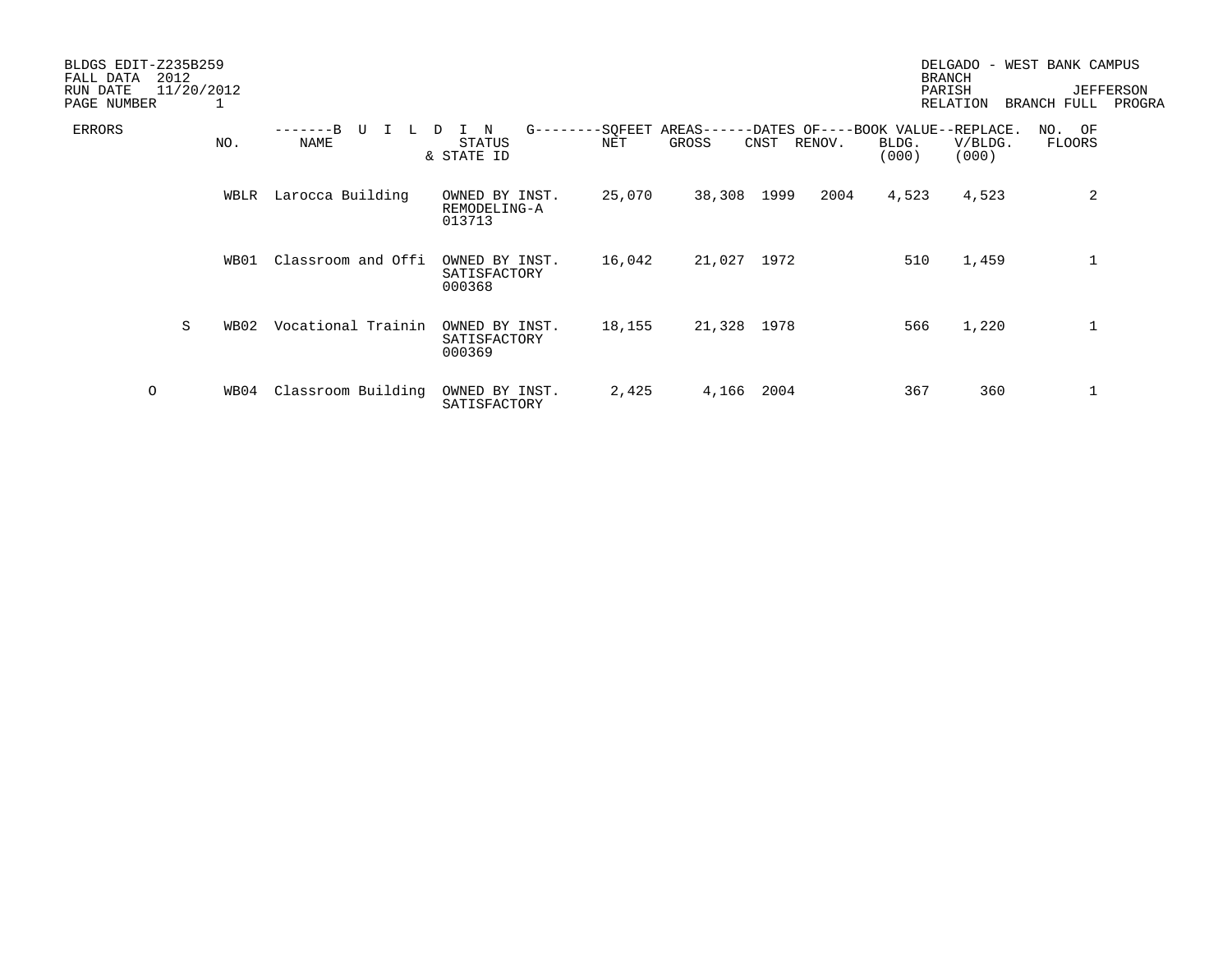BLDGS EDIT-Z235B259
FALL DATA 2012
RUN DATE 11/20/2012
PAGE NUMBER 1

DELGADO - WEST BANK CAMPUS
BRANCH
PARISH JEFFERSON
RELATION BRANCH FULL PROGRA

| ERRORS | NO. | BUILDING NAME | STATUS & STATE ID | SQFEET AREAS NET | SQFEET AREAS GROSS | DATES OF CNST | DATES OF RENOV. | BOOK VALUE BLDG. (000) | REPLACE. V/BLDG. (000) | NO. OF FLOORS |
|---|---|---|---|---|---|---|---|---|---|---|
| | WBLR | Larocca Building | OWNED BY INST. REMODELING-A 013713 | 25,070 | 38,308 | 1999 | 2004 | 4,523 | 4,523 | 2 |
| | WB01 | Classroom and Offi | OWNED BY INST. SATISFACTORY 000368 | 16,042 | 21,027 | 1972 | | 510 | 1,459 | 1 |
| S | WB02 | Vocational Trainin | OWNED BY INST. SATISFACTORY 000369 | 18,155 | 21,328 | 1978 | | 566 | 1,220 | 1 |
| O | WB04 | Classroom Building | OWNED BY INST. SATISFACTORY | 2,425 | 4,166 | 2004 | | 367 | 360 | 1 |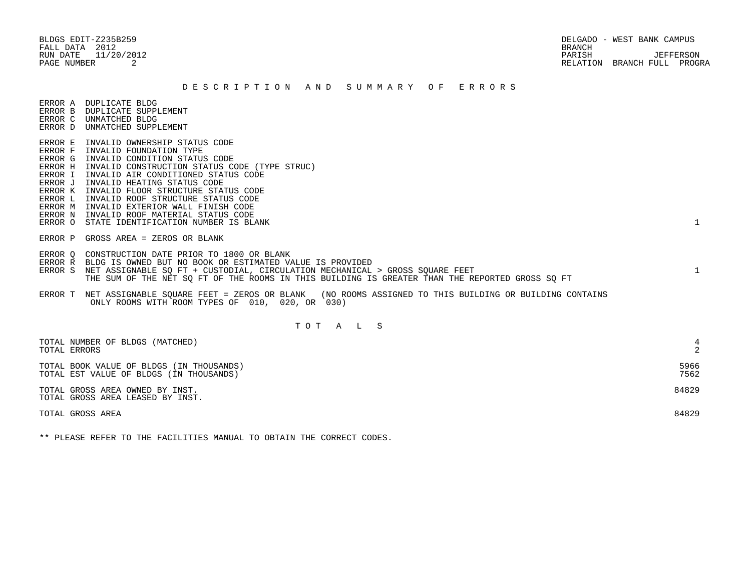BLDGS EDIT-Z235B259
FALL DATA 2012
RUN DATE 11/20/2012
PAGE NUMBER 2

DELGADO - WEST BANK CAMPUS
BRANCH
PARISH JEFFERSON
RELATION BRANCH FULL PROGRA

## D E S C R I P T I O N   A N D   S U M M A R Y   O F   E R R O R S

| | | |
|---|---|---|
| ERROR A | DUPLICATE BLDG | |
| ERROR B | DUPLICATE SUPPLEMENT | |
| ERROR C | UNMATCHED BLDG | |
| ERROR D | UNMATCHED SUPPLEMENT | |
| ERROR E | INVALID OWNERSHIP STATUS CODE | |
| ERROR F | INVALID FOUNDATION TYPE | |
| ERROR G | INVALID CONDITION STATUS CODE | |
| ERROR H | INVALID CONSTRUCTION STATUS CODE (TYPE STRUC) | |
| ERROR I | INVALID AIR CONDITIONED STATUS CODE | |
| ERROR J | INVALID HEATING STATUS CODE | |
| ERROR K | INVALID FLOOR STRUCTURE STATUS CODE | |
| ERROR L | INVALID ROOF STRUCTURE STATUS CODE | |
| ERROR M | INVALID EXTERIOR WALL FINISH CODE | |
| ERROR N | INVALID ROOF MATERIAL STATUS CODE | |
| ERROR O | STATE IDENTIFICATION NUMBER IS BLANK | 1 |
| ERROR P | GROSS AREA = ZEROS OR BLANK | |
| ERROR Q | CONSTRUCTION DATE PRIOR TO 1800 OR BLANK | |
| ERROR R | BLDG IS OWNED BUT NO BOOK OR ESTIMATED VALUE IS PROVIDED | |
| ERROR S | NET ASSIGNABLE SQ FT + CUSTODIAL, CIRCULATION MECHANICAL > GROSS SQUARE FEET<br>THE SUM OF THE NET SQ FT OF THE ROOMS IN THIS BUILDING IS GREATER THAN THE REPORTED GROSS SQ FT | 1 |
| ERROR T | NET ASSIGNABLE SQUARE FEET = ZEROS OR BLANK (NO ROOMS ASSIGNED TO THIS BUILDING OR BUILDING CONTAINS ONLY ROOMS WITH ROOM TYPES OF 010, 020, OR 030) | |

## T O T A L S

| | |
|---|---|
| TOTAL NUMBER OF BLDGS (MATCHED) | 4 |
| TOTAL ERRORS | 2 |
| TOTAL BOOK VALUE OF BLDGS (IN THOUSANDS) | 5966 |
| TOTAL EST VALUE OF BLDGS (IN THOUSANDS) | 7562 |
| TOTAL GROSS AREA OWNED BY INST. | 84829 |
| TOTAL GROSS AREA LEASED BY INST. | |
| TOTAL GROSS AREA | 84829 |

** PLEASE REFER TO THE FACILITIES MANUAL TO OBTAIN THE CORRECT CODES.